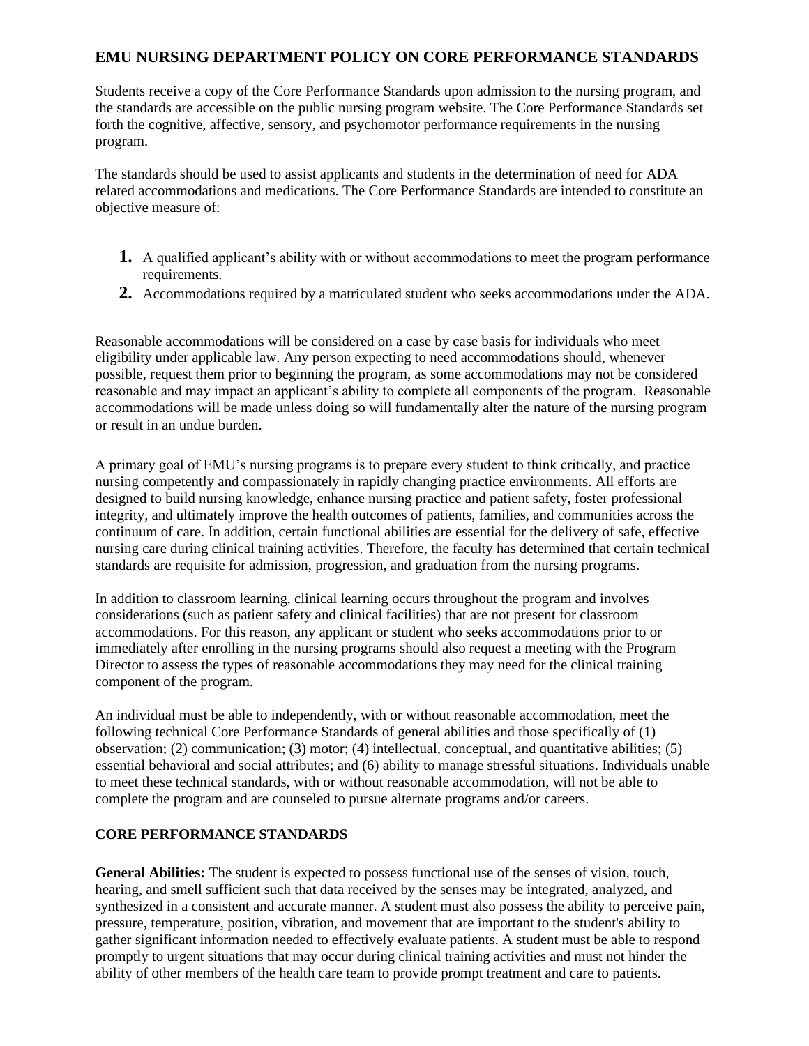## EMU NURSING DEPARTMENT POLICY ON CORE PERFORMANCE STANDARDS

Students receive a copy of the Core Performance Standards upon admission to the nursing program, and the standards are accessible on the public nursing program website. The Core Performance Standards set forth the cognitive, affective, sensory, and psychomotor performance requirements in the nursing program.

The standards should be used to assist applicants and students in the determination of need for ADA related accommodations and medications. The Core Performance Standards are intended to constitute an objective measure of:

1. A qualified applicant's ability with or without accommodations to meet the program performance requirements.
2. Accommodations required by a matriculated student who seeks accommodations under the ADA.

Reasonable accommodations will be considered on a case by case basis for individuals who meet eligibility under applicable law. Any person expecting to need accommodations should, whenever possible, request them prior to beginning the program, as some accommodations may not be considered reasonable and may impact an applicant's ability to complete all components of the program. Reasonable accommodations will be made unless doing so will fundamentally alter the nature of the nursing program or result in an undue burden.

A primary goal of EMU's nursing programs is to prepare every student to think critically, and practice nursing competently and compassionately in rapidly changing practice environments. All efforts are designed to build nursing knowledge, enhance nursing practice and patient safety, foster professional integrity, and ultimately improve the health outcomes of patients, families, and communities across the continuum of care. In addition, certain functional abilities are essential for the delivery of safe, effective nursing care during clinical training activities. Therefore, the faculty has determined that certain technical standards are requisite for admission, progression, and graduation from the nursing programs.

In addition to classroom learning, clinical learning occurs throughout the program and involves considerations (such as patient safety and clinical facilities) that are not present for classroom accommodations. For this reason, any applicant or student who seeks accommodations prior to or immediately after enrolling in the nursing programs should also request a meeting with the Program Director to assess the types of reasonable accommodations they may need for the clinical training component of the program.

An individual must be able to independently, with or without reasonable accommodation, meet the following technical Core Performance Standards of general abilities and those specifically of (1) observation; (2) communication; (3) motor; (4) intellectual, conceptual, and quantitative abilities; (5) essential behavioral and social attributes; and (6) ability to manage stressful situations. Individuals unable to meet these technical standards, with or without reasonable accommodation, will not be able to complete the program and are counseled to pursue alternate programs and/or careers.

### CORE PERFORMANCE STANDARDS

**General Abilities:** The student is expected to possess functional use of the senses of vision, touch, hearing, and smell sufficient such that data received by the senses may be integrated, analyzed, and synthesized in a consistent and accurate manner. A student must also possess the ability to perceive pain, pressure, temperature, position, vibration, and movement that are important to the student's ability to gather significant information needed to effectively evaluate patients. A student must be able to respond promptly to urgent situations that may occur during clinical training activities and must not hinder the ability of other members of the health care team to provide prompt treatment and care to patients.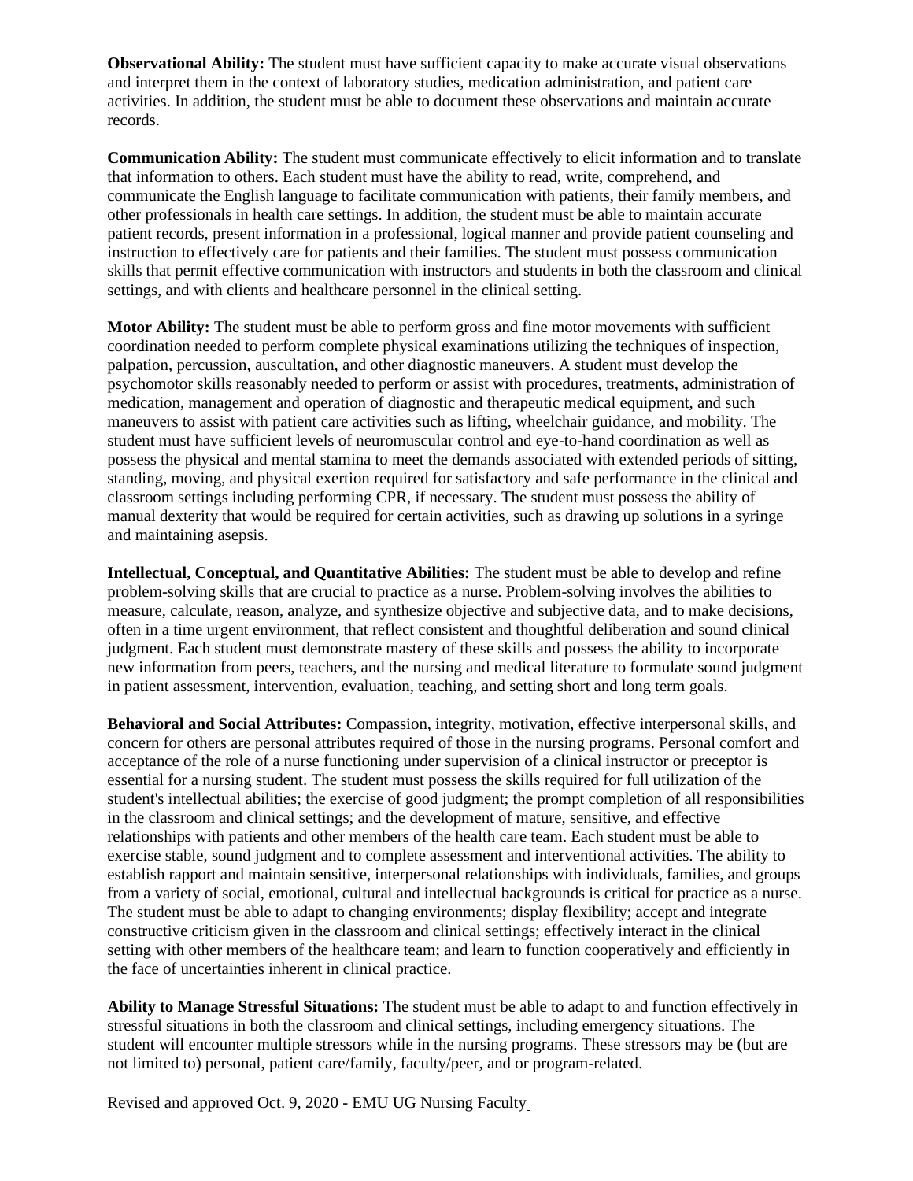**Observational Ability:** The student must have sufficient capacity to make accurate visual observations and interpret them in the context of laboratory studies, medication administration, and patient care activities. In addition, the student must be able to document these observations and maintain accurate records.

**Communication Ability:** The student must communicate effectively to elicit information and to translate that information to others. Each student must have the ability to read, write, comprehend, and communicate the English language to facilitate communication with patients, their family members, and other professionals in health care settings. In addition, the student must be able to maintain accurate patient records, present information in a professional, logical manner and provide patient counseling and instruction to effectively care for patients and their families. The student must possess communication skills that permit effective communication with instructors and students in both the classroom and clinical settings, and with clients and healthcare personnel in the clinical setting.

**Motor Ability:** The student must be able to perform gross and fine motor movements with sufficient coordination needed to perform complete physical examinations utilizing the techniques of inspection, palpation, percussion, auscultation, and other diagnostic maneuvers. A student must develop the psychomotor skills reasonably needed to perform or assist with procedures, treatments, administration of medication, management and operation of diagnostic and therapeutic medical equipment, and such maneuvers to assist with patient care activities such as lifting, wheelchair guidance, and mobility. The student must have sufficient levels of neuromuscular control and eye-to-hand coordination as well as possess the physical and mental stamina to meet the demands associated with extended periods of sitting, standing, moving, and physical exertion required for satisfactory and safe performance in the clinical and classroom settings including performing CPR, if necessary. The student must possess the ability of manual dexterity that would be required for certain activities, such as drawing up solutions in a syringe and maintaining asepsis.

**Intellectual, Conceptual, and Quantitative Abilities:** The student must be able to develop and refine problem-solving skills that are crucial to practice as a nurse. Problem-solving involves the abilities to measure, calculate, reason, analyze, and synthesize objective and subjective data, and to make decisions, often in a time urgent environment, that reflect consistent and thoughtful deliberation and sound clinical judgment. Each student must demonstrate mastery of these skills and possess the ability to incorporate new information from peers, teachers, and the nursing and medical literature to formulate sound judgment in patient assessment, intervention, evaluation, teaching, and setting short and long term goals.

**Behavioral and Social Attributes:** Compassion, integrity, motivation, effective interpersonal skills, and concern for others are personal attributes required of those in the nursing programs. Personal comfort and acceptance of the role of a nurse functioning under supervision of a clinical instructor or preceptor is essential for a nursing student. The student must possess the skills required for full utilization of the student's intellectual abilities; the exercise of good judgment; the prompt completion of all responsibilities in the classroom and clinical settings; and the development of mature, sensitive, and effective relationships with patients and other members of the health care team. Each student must be able to exercise stable, sound judgment and to complete assessment and interventional activities. The ability to establish rapport and maintain sensitive, interpersonal relationships with individuals, families, and groups from a variety of social, emotional, cultural and intellectual backgrounds is critical for practice as a nurse. The student must be able to adapt to changing environments; display flexibility; accept and integrate constructive criticism given in the classroom and clinical settings; effectively interact in the clinical setting with other members of the healthcare team; and learn to function cooperatively and efficiently in the face of uncertainties inherent in clinical practice.

**Ability to Manage Stressful Situations:** The student must be able to adapt to and function effectively in stressful situations in both the classroom and clinical settings, including emergency situations. The student will encounter multiple stressors while in the nursing programs. These stressors may be (but are not limited to) personal, patient care/family, faculty/peer, and or program-related.

Revised and approved Oct. 9, 2020 - EMU UG Nursing Faculty